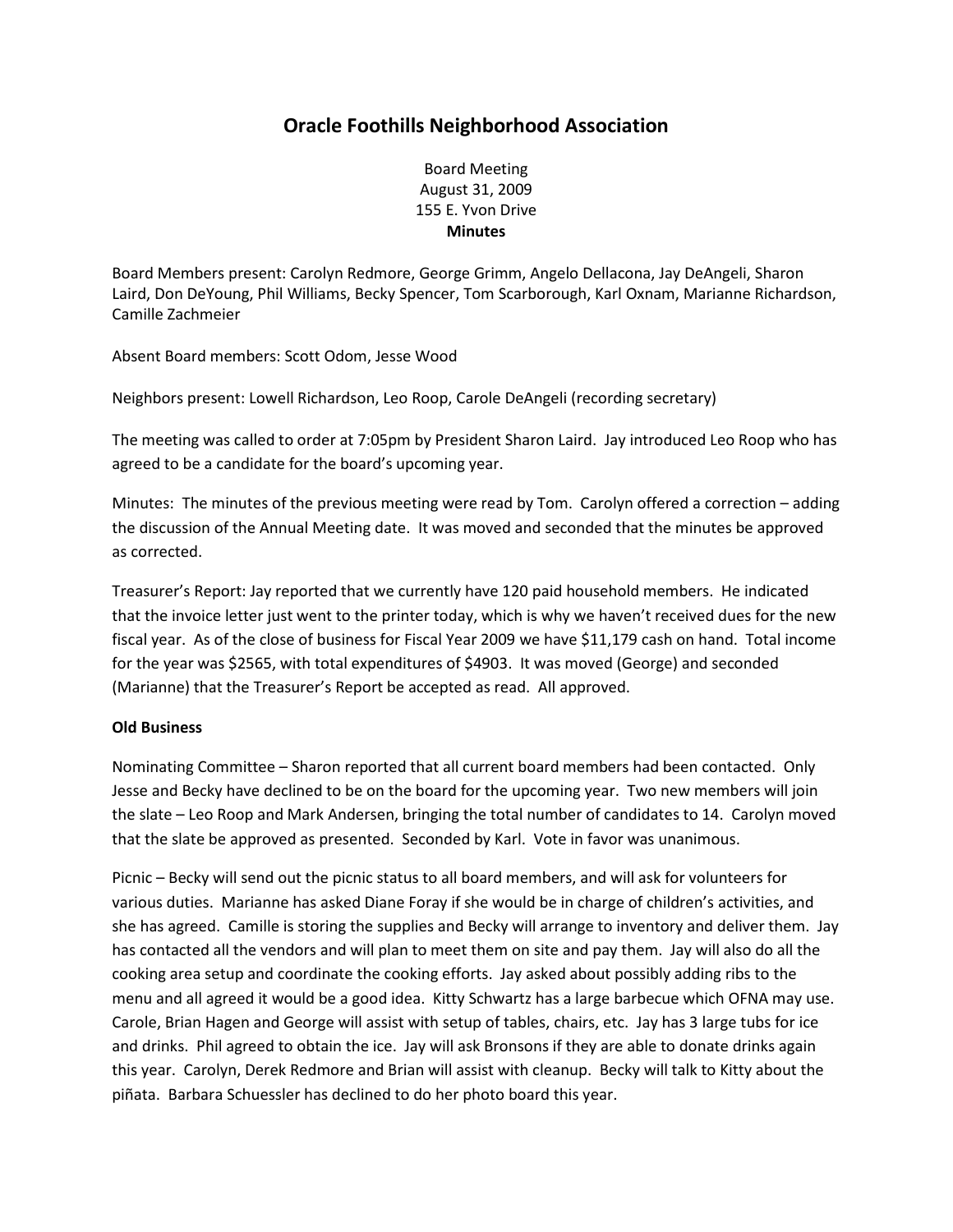# Oracle Foothills Neighborhood Association

Board Meeting
August 31, 2009
155 E. Yvon Drive
**Minutes**

Board Members present: Carolyn Redmore, George Grimm, Angelo Dellacona, Jay DeAngeli, Sharon Laird, Don DeYoung, Phil Williams, Becky Spencer, Tom Scarborough, Karl Oxnam, Marianne Richardson, Camille Zachmeier

Absent Board members: Scott Odom, Jesse Wood

Neighbors present: Lowell Richardson, Leo Roop, Carole DeAngeli (recording secretary)

The meeting was called to order at 7:05pm by President Sharon Laird. Jay introduced Leo Roop who has agreed to be a candidate for the board's upcoming year.

Minutes: The minutes of the previous meeting were read by Tom. Carolyn offered a correction – adding the discussion of the Annual Meeting date. It was moved and seconded that the minutes be approved as corrected.

Treasurer's Report: Jay reported that we currently have 120 paid household members. He indicated that the invoice letter just went to the printer today, which is why we haven't received dues for the new fiscal year. As of the close of business for Fiscal Year 2009 we have $11,179 cash on hand. Total income for the year was $2565, with total expenditures of $4903. It was moved (George) and seconded (Marianne) that the Treasurer's Report be accepted as read. All approved.

**Old Business**

Nominating Committee – Sharon reported that all current board members had been contacted. Only Jesse and Becky have declined to be on the board for the upcoming year. Two new members will join the slate – Leo Roop and Mark Andersen, bringing the total number of candidates to 14. Carolyn moved that the slate be approved as presented. Seconded by Karl. Vote in favor was unanimous.

Picnic – Becky will send out the picnic status to all board members, and will ask for volunteers for various duties. Marianne has asked Diane Foray if she would be in charge of children's activities, and she has agreed. Camille is storing the supplies and Becky will arrange to inventory and deliver them. Jay has contacted all the vendors and will plan to meet them on site and pay them. Jay will also do all the cooking area setup and coordinate the cooking efforts. Jay asked about possibly adding ribs to the menu and all agreed it would be a good idea. Kitty Schwartz has a large barbecue which OFNA may use. Carole, Brian Hagen and George will assist with setup of tables, chairs, etc. Jay has 3 large tubs for ice and drinks. Phil agreed to obtain the ice. Jay will ask Bronsons if they are able to donate drinks again this year. Carolyn, Derek Redmore and Brian will assist with cleanup. Becky will talk to Kitty about the piñata. Barbara Schuessler has declined to do her photo board this year.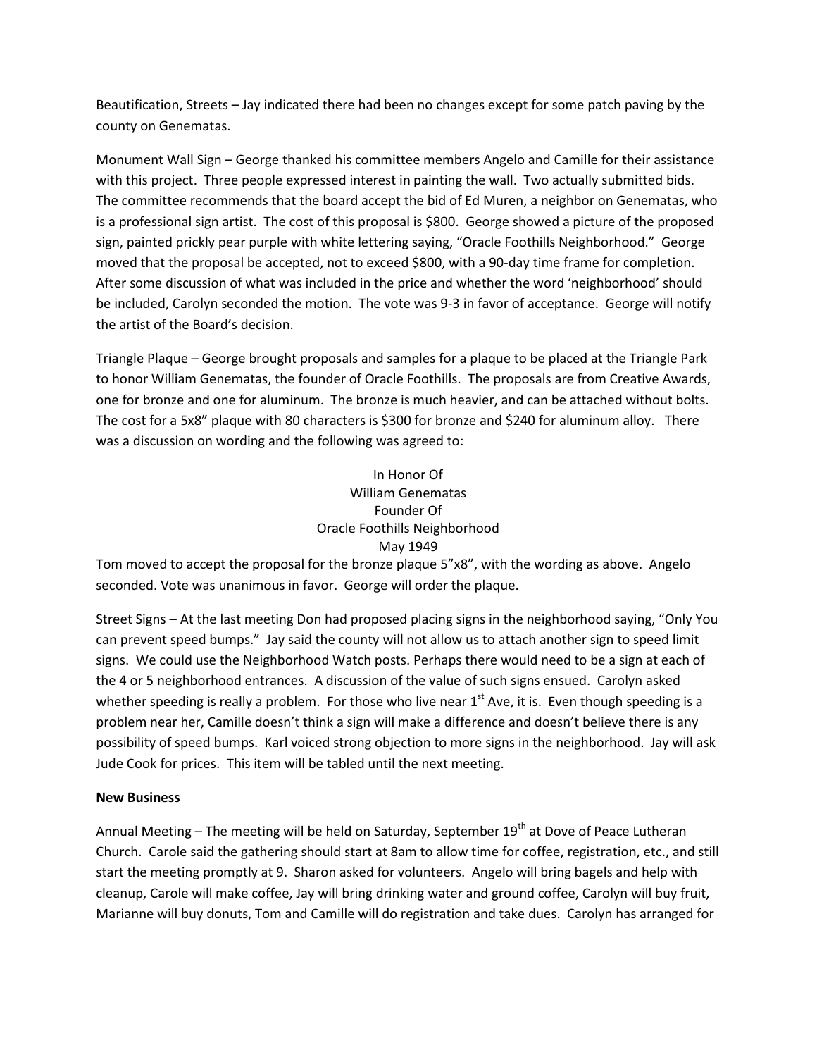Beautification, Streets – Jay indicated there had been no changes except for some patch paving by the county on Genematas.

Monument Wall Sign – George thanked his committee members Angelo and Camille for their assistance with this project. Three people expressed interest in painting the wall. Two actually submitted bids. The committee recommends that the board accept the bid of Ed Muren, a neighbor on Genematas, who is a professional sign artist. The cost of this proposal is $800. George showed a picture of the proposed sign, painted prickly pear purple with white lettering saying, "Oracle Foothills Neighborhood." George moved that the proposal be accepted, not to exceed $800, with a 90-day time frame for completion. After some discussion of what was included in the price and whether the word 'neighborhood' should be included, Carolyn seconded the motion. The vote was 9-3 in favor of acceptance. George will notify the artist of the Board's decision.

Triangle Plaque – George brought proposals and samples for a plaque to be placed at the Triangle Park to honor William Genematas, the founder of Oracle Foothills. The proposals are from Creative Awards, one for bronze and one for aluminum. The bronze is much heavier, and can be attached without bolts. The cost for a 5x8" plaque with 80 characters is $300 for bronze and $240 for aluminum alloy. There was a discussion on wording and the following was agreed to:

In Honor Of
William Genematas
Founder Of
Oracle Foothills Neighborhood
May 1949

Tom moved to accept the proposal for the bronze plaque 5"x8", with the wording as above. Angelo seconded. Vote was unanimous in favor. George will order the plaque.

Street Signs – At the last meeting Don had proposed placing signs in the neighborhood saying, "Only You can prevent speed bumps." Jay said the county will not allow us to attach another sign to speed limit signs. We could use the Neighborhood Watch posts. Perhaps there would need to be a sign at each of the 4 or 5 neighborhood entrances. A discussion of the value of such signs ensued. Carolyn asked whether speeding is really a problem. For those who live near 1st Ave, it is. Even though speeding is a problem near her, Camille doesn't think a sign will make a difference and doesn't believe there is any possibility of speed bumps. Karl voiced strong objection to more signs in the neighborhood. Jay will ask Jude Cook for prices. This item will be tabled until the next meeting.

**New Business**

Annual Meeting – The meeting will be held on Saturday, September 19th at Dove of Peace Lutheran Church. Carole said the gathering should start at 8am to allow time for coffee, registration, etc., and still start the meeting promptly at 9. Sharon asked for volunteers. Angelo will bring bagels and help with cleanup, Carole will make coffee, Jay will bring drinking water and ground coffee, Carolyn will buy fruit, Marianne will buy donuts, Tom and Camille will do registration and take dues. Carolyn has arranged for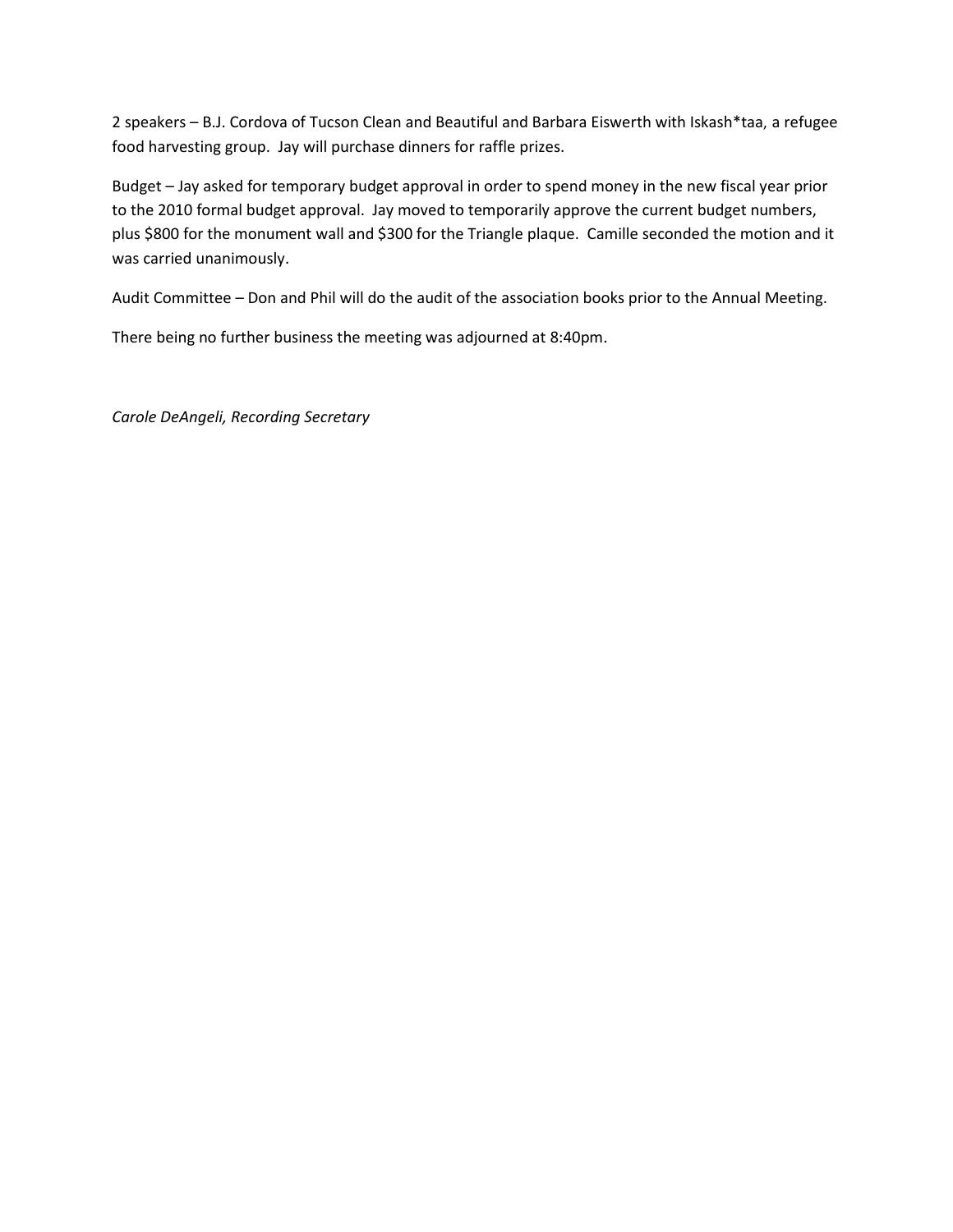2 speakers – B.J. Cordova of Tucson Clean and Beautiful and Barbara Eiswerth with Iskash*taa, a refugee food harvesting group. Jay will purchase dinners for raffle prizes.

Budget – Jay asked for temporary budget approval in order to spend money in the new fiscal year prior to the 2010 formal budget approval. Jay moved to temporarily approve the current budget numbers, plus $800 for the monument wall and $300 for the Triangle plaque. Camille seconded the motion and it was carried unanimously.

Audit Committee – Don and Phil will do the audit of the association books prior to the Annual Meeting.

There being no further business the meeting was adjourned at 8:40pm.

*Carole DeAngeli, Recording Secretary*